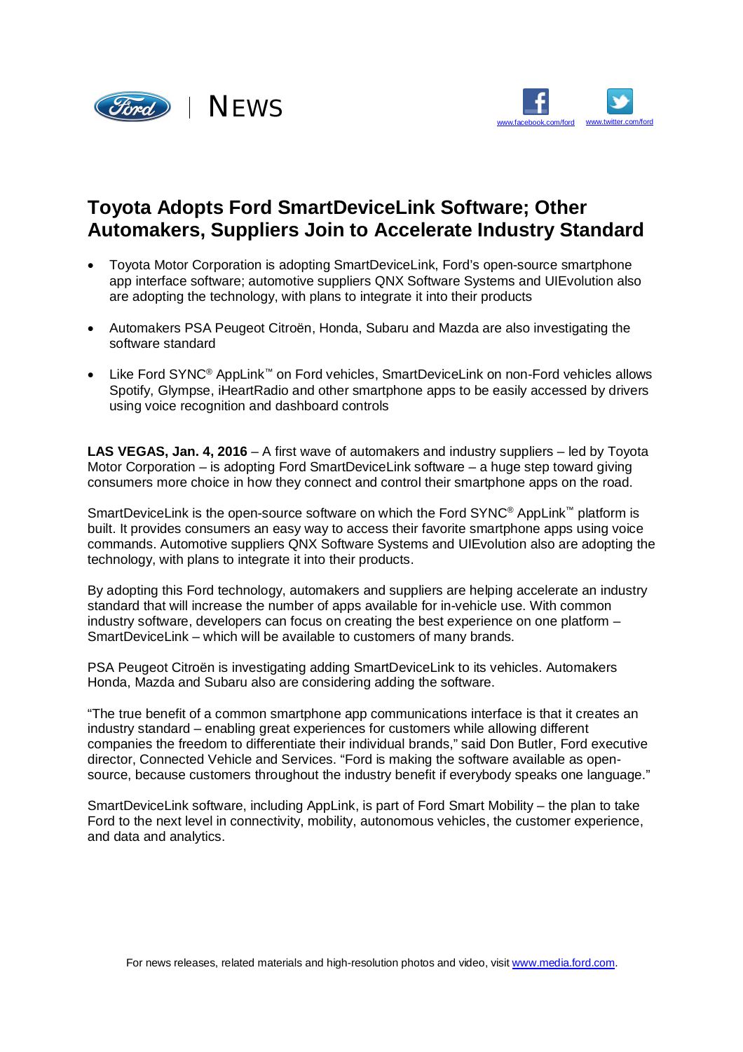NEWS

[www.facebook.com/ford](http://www.facebook.com/ford) [www.twitter.com/ford](http://www.twitter.com/ford)

# Toyota Adopts Ford SmartDeviceLink Software; Other Automakers, Suppliers Join to Accelerate Industry Standard

- Toyota Motor Corporation is adopting SmartDeviceLink, Ford's open-source smartphone app interface software; automotive suppliers QNX Software Systems and UIEvolution also are adopting the technology, with plans to integrate it into their products
- Automakers PSA Peugeot Citroën, Honda, Subaru and Mazda are also investigating the software standard
- Like Ford SYNC® AppLink™ on Ford vehicles, SmartDeviceLink on non-Ford vehicles allows Spotify, Glympse, iHeartRadio and other smartphone apps to be easily accessed by drivers using voice recognition and dashboard controls

**LAS VEGAS, Jan. 4, 2016** – A first wave of automakers and industry suppliers – led by Toyota Motor Corporation – is adopting Ford SmartDeviceLink software – a huge step toward giving consumers more choice in how they connect and control their smartphone apps on the road.

SmartDeviceLink is the open-source software on which the Ford SYNC® AppLink™ platform is built. It provides consumers an easy way to access their favorite smartphone apps using voice commands. Automotive suppliers QNX Software Systems and UIEvolution also are adopting the technology, with plans to integrate it into their products.

By adopting this Ford technology, automakers and suppliers are helping accelerate an industry standard that will increase the number of apps available for in-vehicle use. With common industry software, developers can focus on creating the best experience on one platform – SmartDeviceLink – which will be available to customers of many brands.

PSA Peugeot Citroën is investigating adding SmartDeviceLink to its vehicles. Automakers Honda, Mazda and Subaru also are considering adding the software.

"The true benefit of a common smartphone app communications interface is that it creates an industry standard – enabling great experiences for customers while allowing different companies the freedom to differentiate their individual brands," said Don Butler, Ford executive director, Connected Vehicle and Services. "Ford is making the software available as open-source, because customers throughout the industry benefit if everybody speaks one language."

SmartDeviceLink software, including AppLink, is part of Ford Smart Mobility – the plan to take Ford to the next level in connectivity, mobility, autonomous vehicles, the customer experience, and data and analytics.

For news releases, related materials and high-resolution photos and video, visit [www.media.ford.com](http://www.media.ford.com).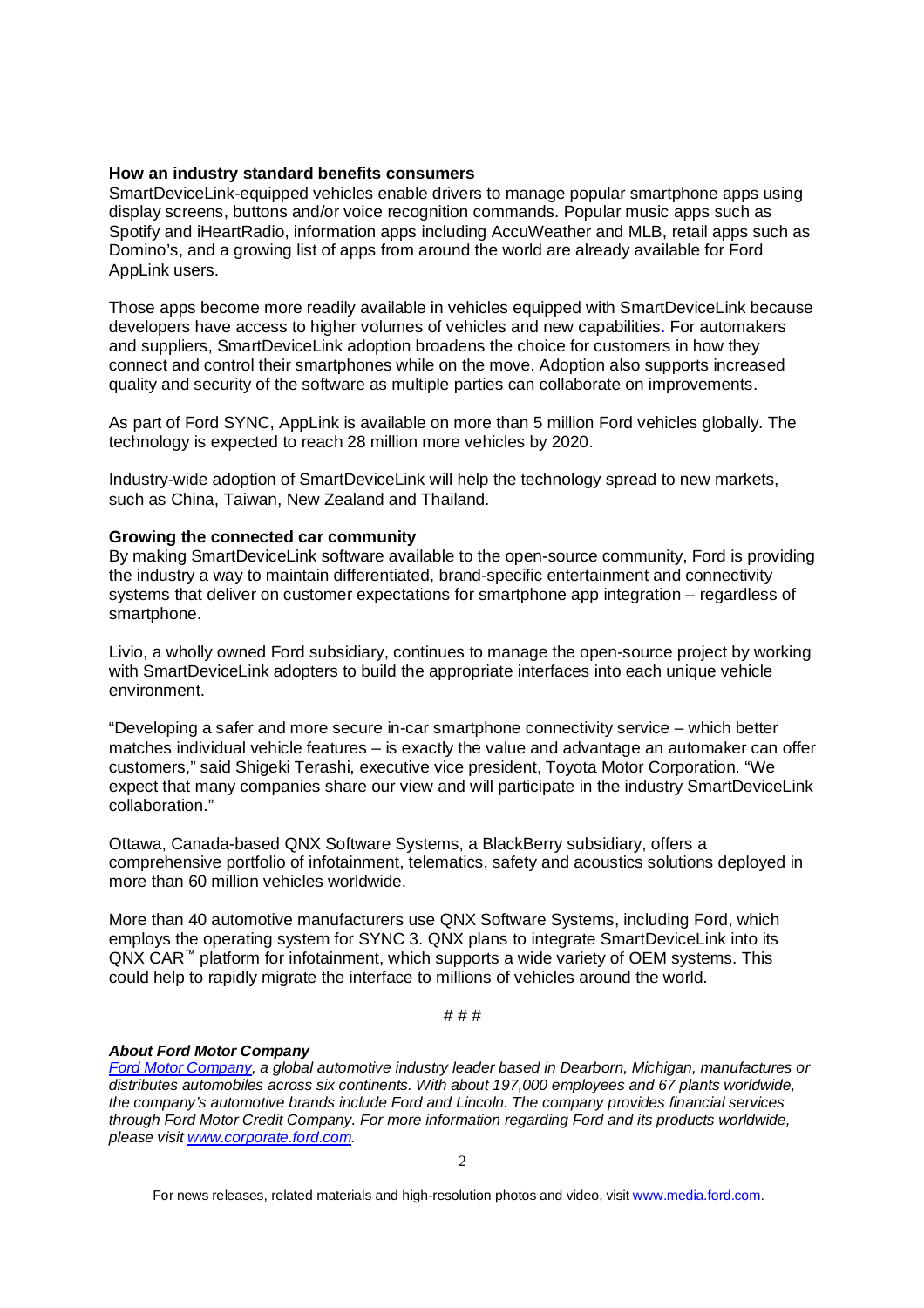**How an industry standard benefits consumers**

SmartDeviceLink-equipped vehicles enable drivers to manage popular smartphone apps using display screens, buttons and/or voice recognition commands. Popular music apps such as Spotify and iHeartRadio, information apps including AccuWeather and MLB, retail apps such as Domino's, and a growing list of apps from around the world are already available for Ford AppLink users.

Those apps become more readily available in vehicles equipped with SmartDeviceLink because developers have access to higher volumes of vehicles and new capabilities. For automakers and suppliers, SmartDeviceLink adoption broadens the choice for customers in how they connect and control their smartphones while on the move. Adoption also supports increased quality and security of the software as multiple parties can collaborate on improvements.

As part of Ford SYNC, AppLink is available on more than 5 million Ford vehicles globally. The technology is expected to reach 28 million more vehicles by 2020.

Industry-wide adoption of SmartDeviceLink will help the technology spread to new markets, such as China, Taiwan, New Zealand and Thailand.

**Growing the connected car community**

By making SmartDeviceLink software available to the open-source community, Ford is providing the industry a way to maintain differentiated, brand-specific entertainment and connectivity systems that deliver on customer expectations for smartphone app integration – regardless of smartphone.

Livio, a wholly owned Ford subsidiary, continues to manage the open-source project by working with SmartDeviceLink adopters to build the appropriate interfaces into each unique vehicle environment.

"Developing a safer and more secure in-car smartphone connectivity service – which better matches individual vehicle features – is exactly the value and advantage an automaker can offer customers," said Shigeki Terashi, executive vice president, Toyota Motor Corporation. "We expect that many companies share our view and will participate in the industry SmartDeviceLink collaboration."

Ottawa, Canada-based QNX Software Systems, a BlackBerry subsidiary, offers a comprehensive portfolio of infotainment, telematics, safety and acoustics solutions deployed in more than 60 million vehicles worldwide.

More than 40 automotive manufacturers use QNX Software Systems, including Ford, which employs the operating system for SYNC 3. QNX plans to integrate SmartDeviceLink into its QNX CAR™ platform for infotainment, which supports a wide variety of OEM systems. This could help to rapidly migrate the interface to millions of vehicles around the world.

# # #

***About Ford Motor Company***

*[Ford Motor Company](http://www.corporate.ford.com), a global automotive industry leader based in Dearborn, Michigan, manufactures or distributes automobiles across six continents. With about 197,000 employees and 67 plants worldwide, the company's automotive brands include Ford and Lincoln. The company provides financial services through Ford Motor Credit Company. For more information regarding Ford and its products worldwide, please visit [www.corporate.ford.com](http://www.corporate.ford.com).*

For news releases, related materials and high-resolution photos and video, visit [www.media.ford.com](http://www.media.ford.com).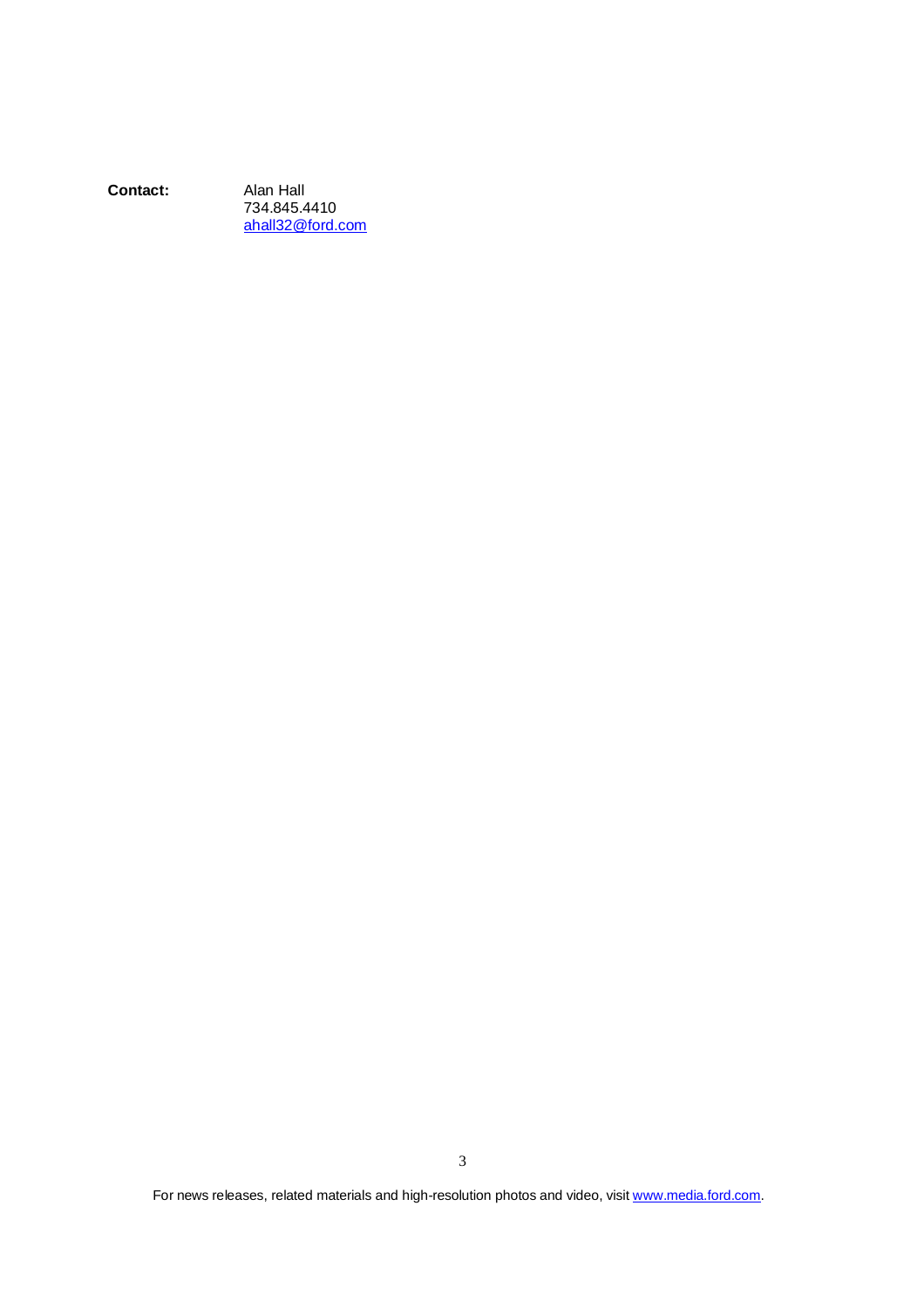**Contact:** Alan Hall
734.845.4410
ahall32@ford.com

For news releases, related materials and high-resolution photos and video, visit www.media.ford.com.